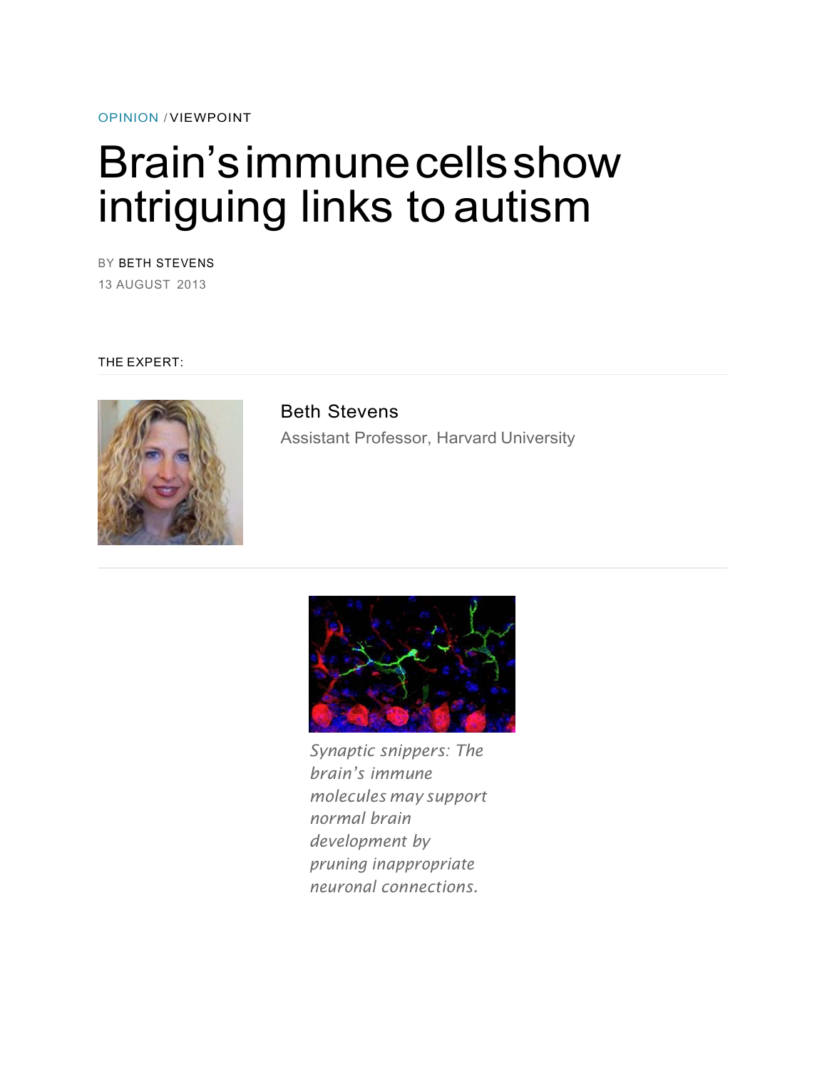OPINION / VIEWPOINT

# Brain's immune cells show intriguing links to autism

BY BETH STEVENS

13 AUGUST 2013

THE EXPERT:

Beth Stevens

Assistant Professor, Harvard University

*Synaptic snippers: The brain's immune molecules may support normal brain development by pruning inappropriate neuronal connections.*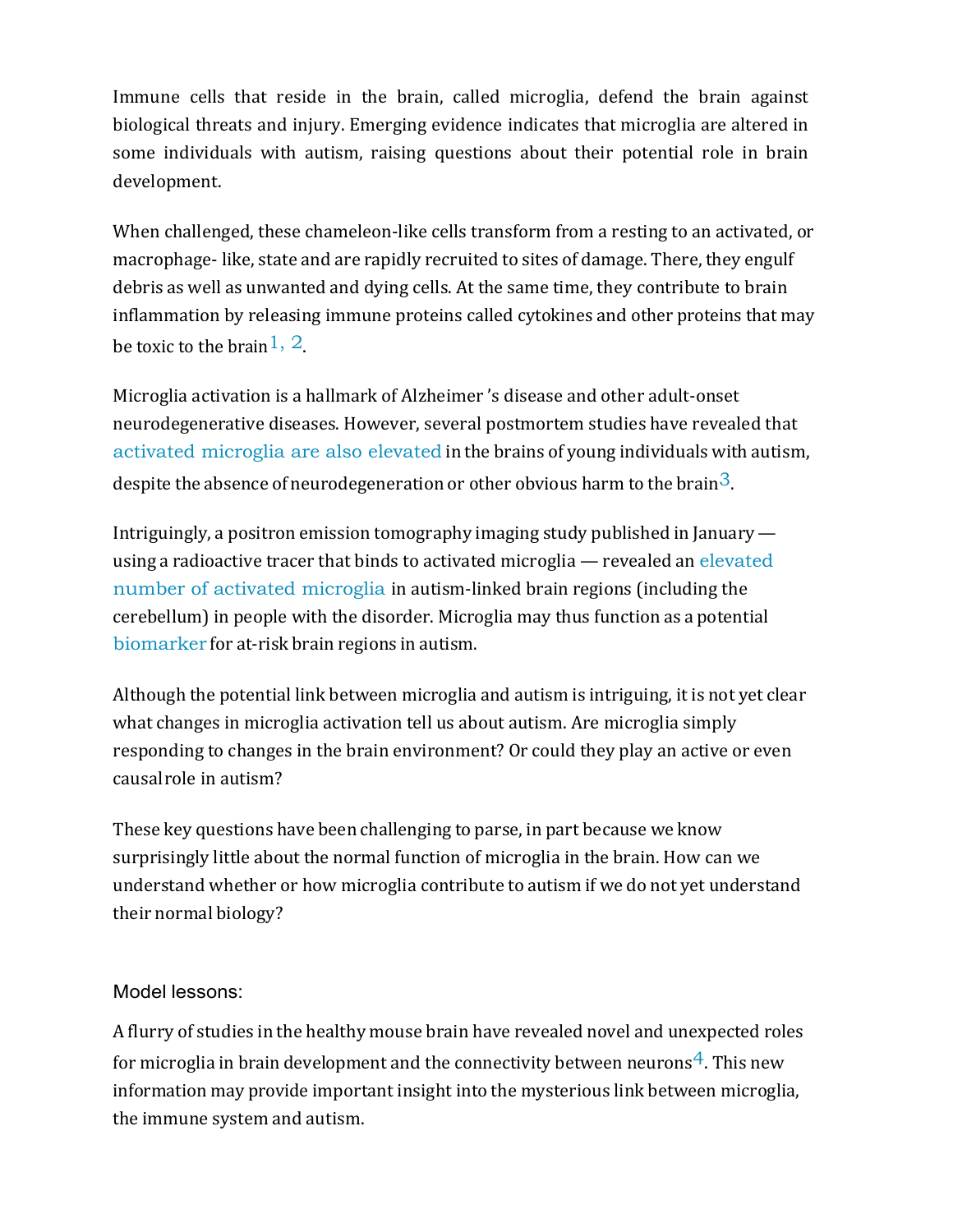Immune cells that reside in the brain, called microglia, defend the brain against biological threats and injury. Emerging evidence indicates that microglia are altered in some individuals with autism, raising questions about their potential role in brain development.

When challenged, these chameleon-like cells transform from a resting to an activated, or macrophage- like, state and are rapidly recruited to sites of damage. There, they engulf debris as well as unwanted and dying cells. At the same time, they contribute to brain inflammation by releasing immune proteins called cytokines and other proteins that may be toxic to the brain[1, 2].

Microglia activation is a hallmark of Alzheimer's disease and other adult-onset neurodegenerative diseases. However, several postmortem studies have revealed that activated microglia are also elevated in the brains of young individuals with autism, despite the absence of neurodegeneration or other obvious harm to the brain[3].

Intriguingly, a positron emission tomography imaging study published in January — using a radioactive tracer that binds to activated microglia — revealed an elevated number of activated microglia in autism-linked brain regions (including the cerebellum) in people with the disorder. Microglia may thus function as a potential biomarker for at-risk brain regions in autism.

Although the potential link between microglia and autism is intriguing, it is not yet clear what changes in microglia activation tell us about autism. Are microglia simply responding to changes in the brain environment? Or could they play an active or even causal role in autism?

These key questions have been challenging to parse, in part because we know surprisingly little about the normal function of microglia in the brain. How can we understand whether or how microglia contribute to autism if we do not yet understand their normal biology?

## Model lessons:

A flurry of studies in the healthy mouse brain have revealed novel and unexpected roles for microglia in brain development and the connectivity between neurons[4]. This new information may provide important insight into the mysterious link between microglia, the immune system and autism.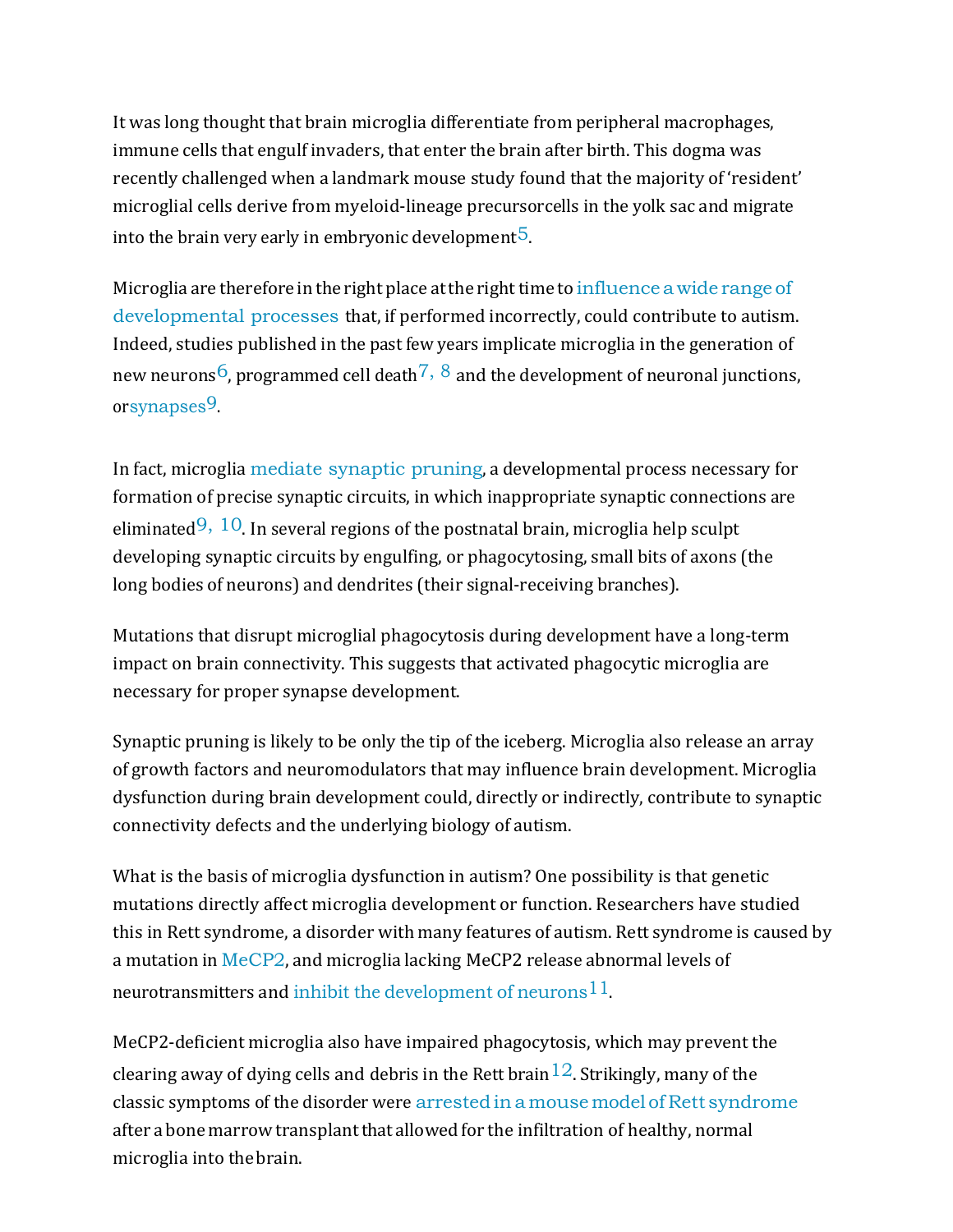It was long thought that brain microglia differentiate from peripheral macrophages, immune cells that engulf invaders, that enter the brain after birth. This dogma was recently challenged when a landmark mouse study found that the majority of 'resident' microglial cells derive from myeloid-lineage precursorcells in the yolk sac and migrate into the brain very early in embryonic development[5].

Microglia are therefore in the right place at the right time to influence a wide range of developmental processes that, if performed incorrectly, could contribute to autism. Indeed, studies published in the past few years implicate microglia in the generation of new neurons[6], programmed cell death[7, 8] and the development of neuronal junctions, orsynapses[9].

In fact, microglia mediate synaptic pruning, a developmental process necessary for formation of precise synaptic circuits, in which inappropriate synaptic connections are eliminated[9, 10]. In several regions of the postnatal brain, microglia help sculpt developing synaptic circuits by engulfing, or phagocytosing, small bits of axons (the long bodies of neurons) and dendrites (their signal-receiving branches).

Mutations that disrupt microglial phagocytosis during development have a long-term impact on brain connectivity. This suggests that activated phagocytic microglia are necessary for proper synapse development.

Synaptic pruning is likely to be only the tip of the iceberg. Microglia also release an array of growth factors and neuromodulators that may influence brain development. Microglia dysfunction during brain development could, directly or indirectly, contribute to synaptic connectivity defects and the underlying biology of autism.

What is the basis of microglia dysfunction in autism? One possibility is that genetic mutations directly affect microglia development or function. Researchers have studied this in Rett syndrome, a disorder with many features of autism. Rett syndrome is caused by a mutation in MeCP2, and microglia lacking MeCP2 release abnormal levels of neurotransmitters and inhibit the development of neurons[11].

MeCP2-deficient microglia also have impaired phagocytosis, which may prevent the clearing away of dying cells and debris in the Rett brain[12]. Strikingly, many of the classic symptoms of the disorder were arrested in a mouse model of Rett syndrome after a bone marrow transplant that allowed for the infiltration of healthy, normal microglia into the brain.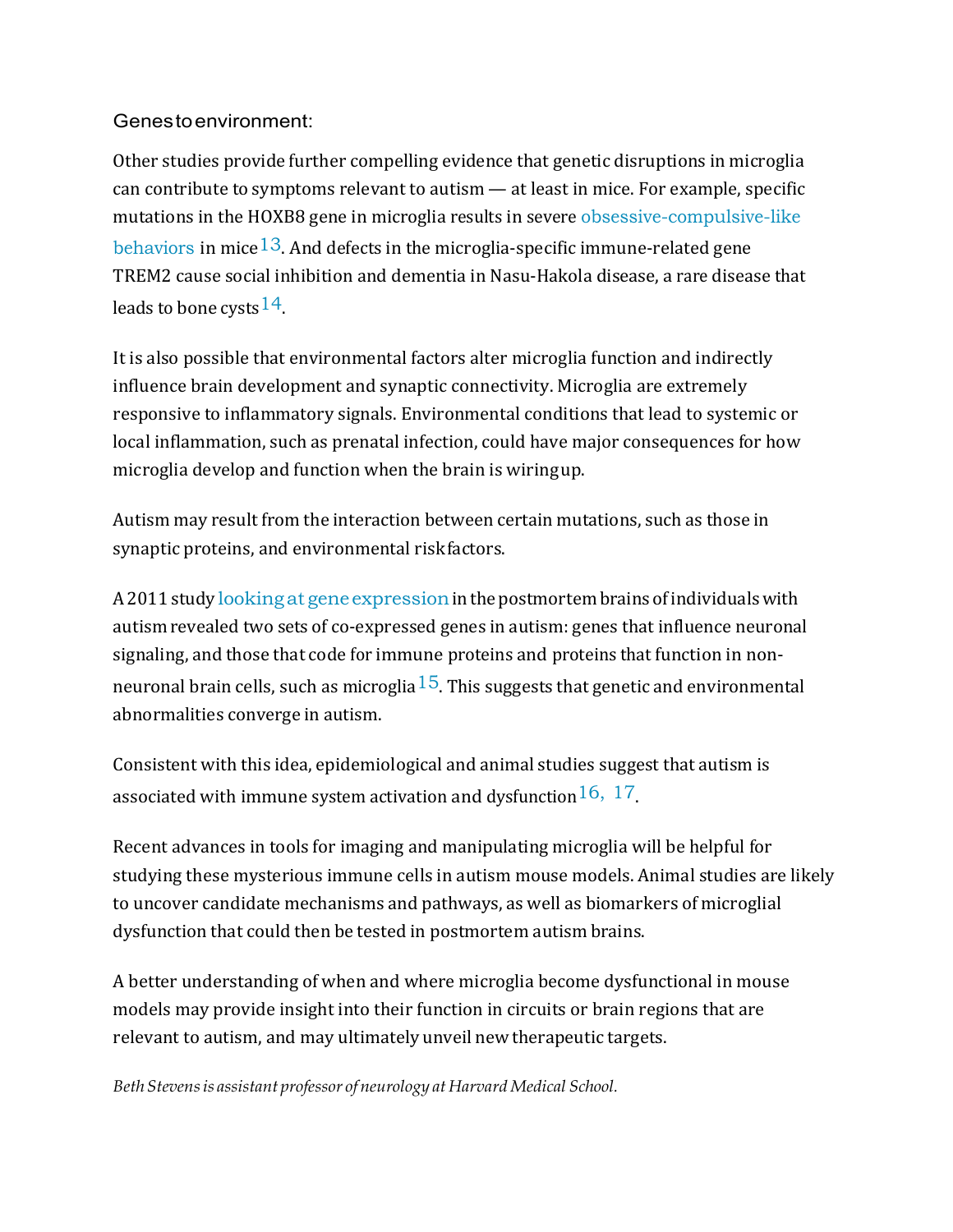### Genes to environment:

Other studies provide further compelling evidence that genetic disruptions in microglia can contribute to symptoms relevant to autism — at least in mice. For example, specific mutations in the HOXB8 gene in microglia results in severe obsessive-compulsive-like behaviors in mice[13]. And defects in the microglia-specific immune-related gene TREM2 cause social inhibition and dementia in Nasu-Hakola disease, a rare disease that leads to bone cysts[14].

It is also possible that environmental factors alter microglia function and indirectly influence brain development and synaptic connectivity. Microglia are extremely responsive to inflammatory signals. Environmental conditions that lead to systemic or local inflammation, such as prenatal infection, could have major consequences for how microglia develop and function when the brain is wiring up.

Autism may result from the interaction between certain mutations, such as those in synaptic proteins, and environmental risk factors.

A 2011 study looking at gene expression in the postmortem brains of individuals with autism revealed two sets of co-expressed genes in autism: genes that influence neuronal signaling, and those that code for immune proteins and proteins that function in non-neuronal brain cells, such as microglia[15]. This suggests that genetic and environmental abnormalities converge in autism.

Consistent with this idea, epidemiological and animal studies suggest that autism is associated with immune system activation and dysfunction[16, 17].

Recent advances in tools for imaging and manipulating microglia will be helpful for studying these mysterious immune cells in autism mouse models. Animal studies are likely to uncover candidate mechanisms and pathways, as well as biomarkers of microglial dysfunction that could then be tested in postmortem autism brains.

A better understanding of when and where microglia become dysfunctional in mouse models may provide insight into their function in circuits or brain regions that are relevant to autism, and may ultimately unveil new therapeutic targets.

*Beth Stevens is assistant professor of neurology at Harvard Medical School.*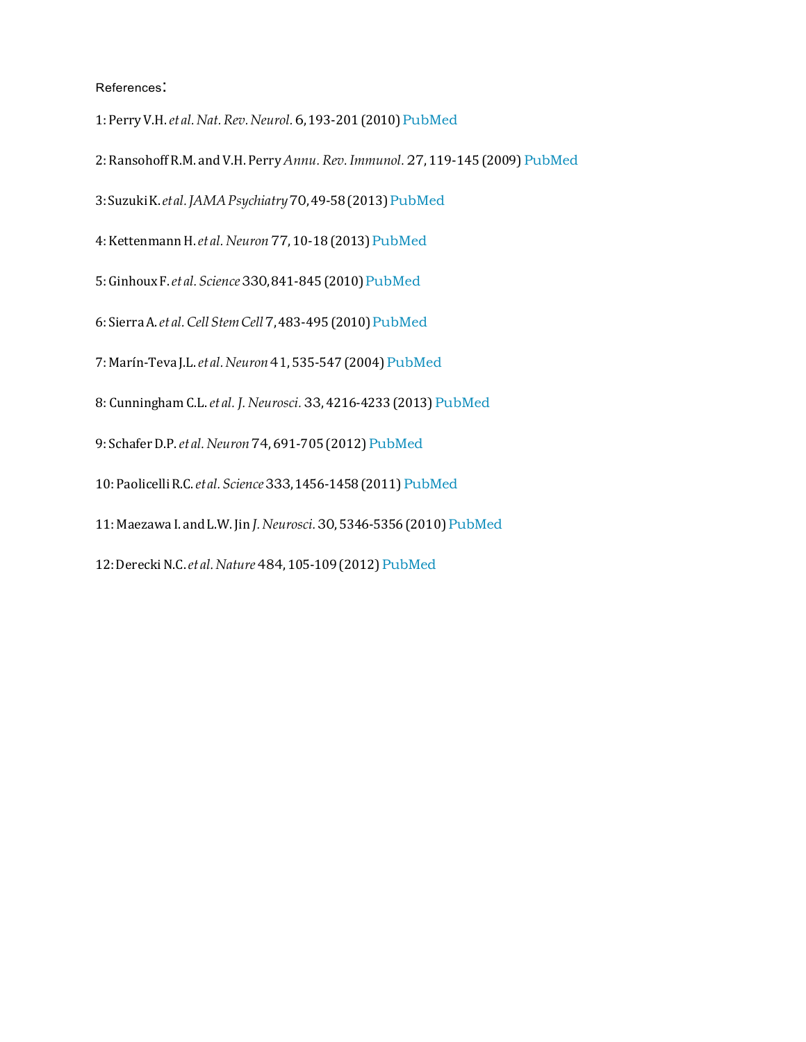References:

1: Perry V.H. *et al. Nat. Rev. Neurol.* 6, 193-201 (2010) PubMed

2: Ransohoff R.M. and V.H. Perry *Annu. Rev. Immunol.* 27, 119-145 (2009) PubMed

3: Suzuki K. *et al. JAMA Psychiatry* 70, 49-58 (2013) PubMed

4: Kettenmann H. *et al. Neuron* 77, 10-18 (2013) PubMed

5: Ginhoux F. *et al. Science* 330, 841-845 (2010) PubMed

6: Sierra A. *et al. Cell Stem Cell* 7, 483-495 (2010) PubMed

7: Marín-Teva J.L. *et al. Neuron* 41, 535-547 (2004) PubMed

8: Cunningham C.L. *et al. J. Neurosci.* 33, 4216-4233 (2013) PubMed

9: Schafer D.P. *et al. Neuron* 74, 691-705 (2012) PubMed

10: Paolicelli R.C. *et al. Science* 333, 1456-1458 (2011) PubMed

11: Maezawa I. and L.W. Jin *J. Neurosci.* 30, 5346-5356 (2010) PubMed

12: Derecki N.C. *et al. Nature* 484, 105-109 (2012) PubMed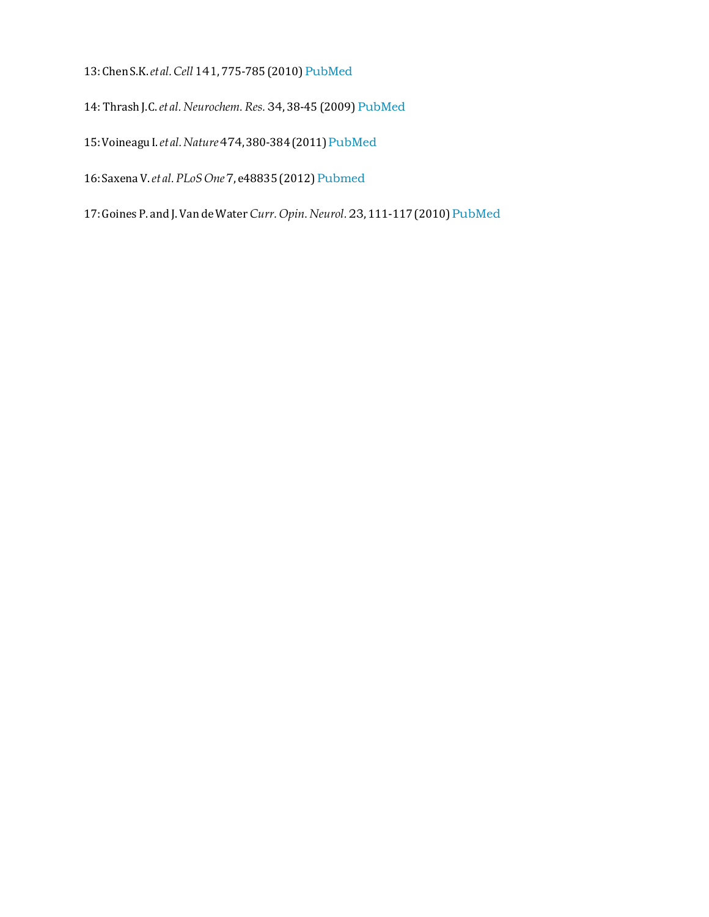13: Chen S.K. *et al. Cell* 141, 775-785 (2010) PubMed

14: Thrash J.C. *et al. Neurochem. Res.* 34, 38-45 (2009) PubMed

15: Voineagu I. *et al. Nature* 474, 380-384 (2011) PubMed

16: Saxena V. *et al. PLoS One* 7, e48835 (2012) Pubmed

17: Goines P. and J. Van de Water *Curr. Opin. Neurol.* 23, 111-117 (2010) PubMed